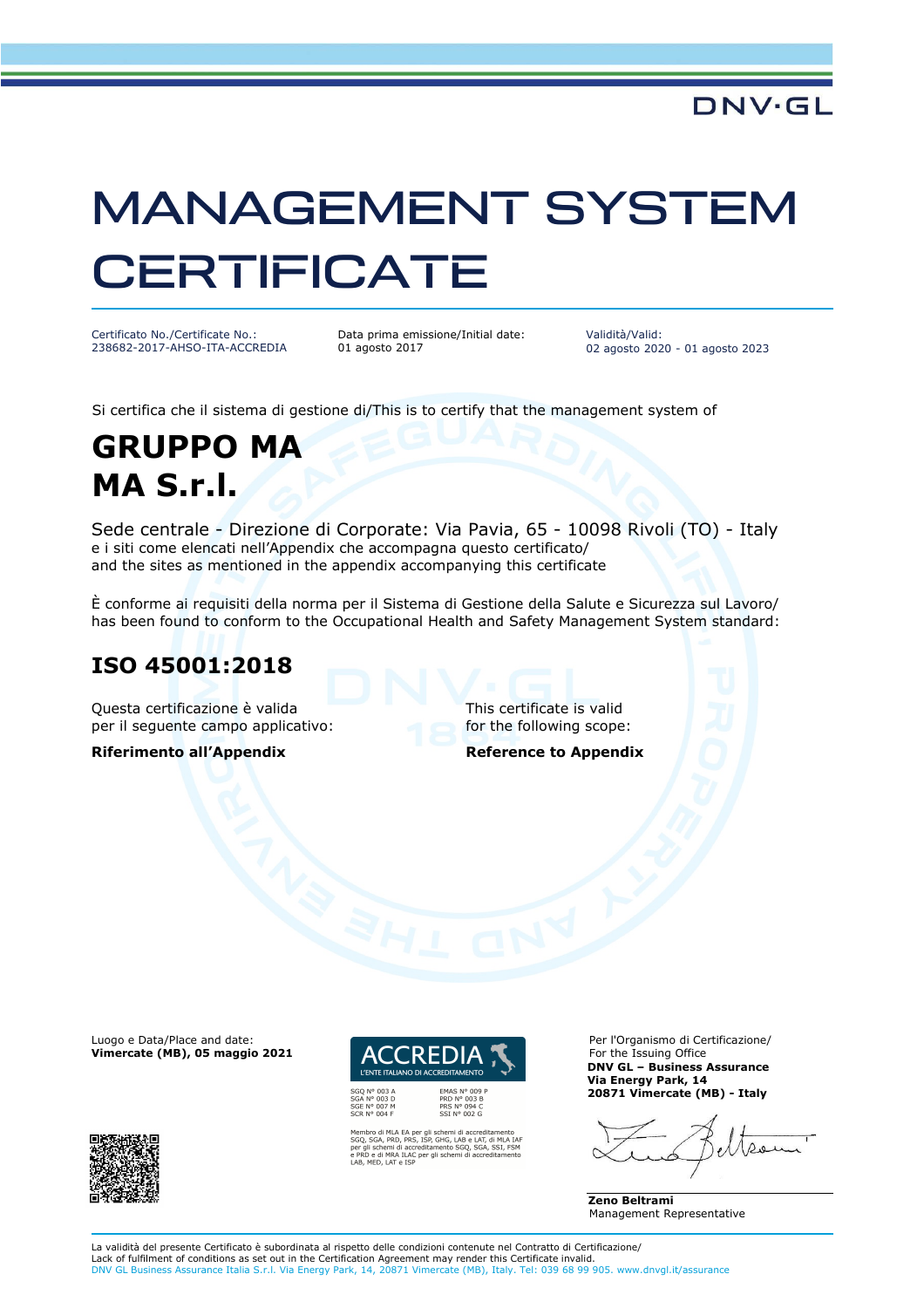DNV·GL

# MANAGEMENT SYSTEM CERTIFICATE

Certificato No./Certificate No.:
238682-2017-AHSO-ITA-ACCREDIA

Data prima emissione/Initial date:
01 agosto 2017

Validità/Valid:
02 agosto 2020 - 01 agosto 2023

Si certifica che il sistema di gestione di/This is to certify that the management system of

## GRUPPO MA
## MA S.r.l.

Sede centrale - Direzione di Corporate: Via Pavia, 65 - 10098 Rivoli (TO) - Italy
e i siti come elencati nell'Appendix che accompagna questo certificato/
and the sites as mentioned in the appendix accompanying this certificate

È conforme ai requisiti della norma per il Sistema di Gestione della Salute e Sicurezza sul Lavoro/
has been found to conform to the Occupational Health and Safety Management System standard:

## ISO 45001:2018

Questa certificazione è valida
per il seguente campo applicativo:

**Riferimento all'Appendix**

This certificate is valid
for the following scope:

**Reference to Appendix**

Luogo e Data/Place and date:
**Vimercate (MB), 05 maggio 2021**

ACCREDIA
L'ENTE ITALIANO DI ACCREDITAMENTO

SGQ N° 003 A
SGA N° 003 D
SGE N° 007 M
SCR N° 004 F

EMAS N° 009 P
PRD N° 003 B
PRS N° 094 C
SSI N° 002 G

Membro di MLA EA per gli schemi di accreditamento SGQ, SGA, PRD, PRS, ISP, GHG, LAB e LAT, di MLA IAF per gli schemi di accreditamento SGQ, SGA, SSI, FSM e PRD e di MRA ILAC per gli schemi di accreditamento LAB, MED, LAT e ISP

Per l'Organismo di Certificazione/
For the Issuing Office
**DNV GL – Business Assurance**
**Via Energy Park, 14**
**20871 Vimercate (MB) - Italy**

**Zeno Beltrami**
Management Representative

La validità del presente Certificato è subordinata al rispetto delle condizioni contenute nel Contratto di Certificazione/
Lack of fulfilment of conditions as set out in the Certification Agreement may render this Certificate invalid.
DNV GL Business Assurance Italia S.r.l. Via Energy Park, 14, 20871 Vimercate (MB), Italy. Tel: 039 68 99 905. www.dnvgl.it/assurance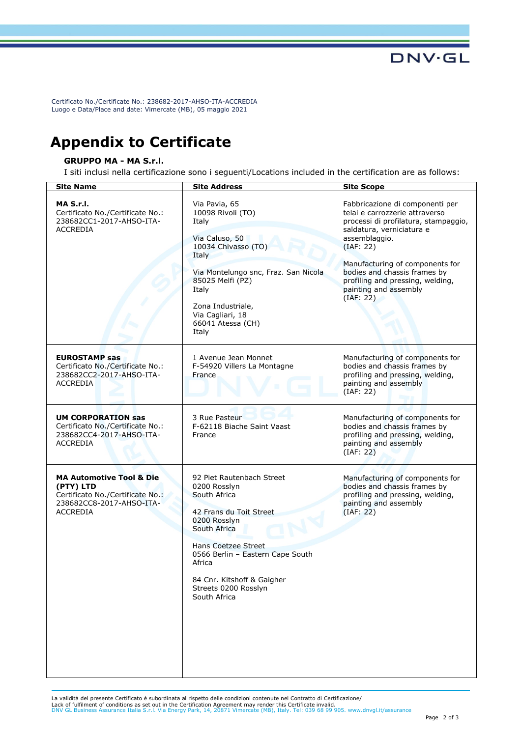Certificato No./Certificate No.: 238682-2017-AHSO-ITA-ACCREDIA
Luogo e Data/Place and date: Vimercate (MB), 05 maggio 2021

# Appendix to Certificate

**GRUPPO MA - MA S.r.l.**

I siti inclusi nella certificazione sono i seguenti/Locations included in the certification are as follows:

| Site Name | Site Address | Site Scope |
|---|---|---|
| **MA S.r.l.**<br>Certificato No./Certificate No.: 238682CC1-2017-AHSO-ITA-ACCREDIA | Via Pavia, 65<br>10098 Rivoli (TO)<br>Italy<br><br>Via Caluso, 50<br>10034 Chivasso (TO)<br>Italy<br><br>Via Montelungo snc, Fraz. San Nicola<br>85025 Melfi (PZ)<br>Italy<br><br>Zona Industriale,<br>Via Cagliari, 18<br>66041 Atessa (CH)<br>Italy | Fabbricazione di componenti per telai e carrozzerie attraverso processi di profilatura, stampaggio, saldatura, verniciatura e assemblaggio.<br>(IAF: 22)<br><br>Manufacturing of components for bodies and chassis frames by profiling and pressing, welding, painting and assembly<br>(IAF: 22) |
| **EUROSTAMP sas**<br>Certificato No./Certificate No.: 238682CC2-2017-AHSO-ITA-ACCREDIA | 1 Avenue Jean Monnet<br>F-54920 Villers La Montagne<br>France | Manufacturing of components for bodies and chassis frames by profiling and pressing, welding, painting and assembly<br>(IAF: 22) |
| **UM CORPORATION sas**<br>Certificato No./Certificate No.: 238682CC4-2017-AHSO-ITA-ACCREDIA | 3 Rue Pasteur<br>F-62118 Biache Saint Vaast<br>France | Manufacturing of components for bodies and chassis frames by profiling and pressing, welding, painting and assembly<br>(IAF: 22) |
| **MA Automotive Tool & Die (PTY) LTD**<br>Certificato No./Certificate No.: 238682CC8-2017-AHSO-ITA-ACCREDIA | 92 Piet Rautenbach Street<br>0200 Rosslyn<br>South Africa<br><br>42 Frans du Toit Street<br>0200 Rosslyn<br>South Africa<br><br>Hans Coetzee Street<br>0566 Berlin – Eastern Cape South Africa<br><br>84 Cnr. Kitshoff & Gaigher Streets 0200 Rosslyn<br>South Africa | Manufacturing of components for bodies and chassis frames by profiling and pressing, welding, painting and assembly<br>(IAF: 22) |

La validità del presente Certificato è subordinata al rispetto delle condizioni contenute nel Contratto di Certificazione/
Lack of fulfilment of conditions as set out in the Certification Agreement may render this Certificate invalid.
DNV GL Business Assurance Italia S.r.l. Via Energy Park, 14, 20871 Vimercate (MB), Italy. Tel: 039 68 99 905. www.dnvgl.it/assurance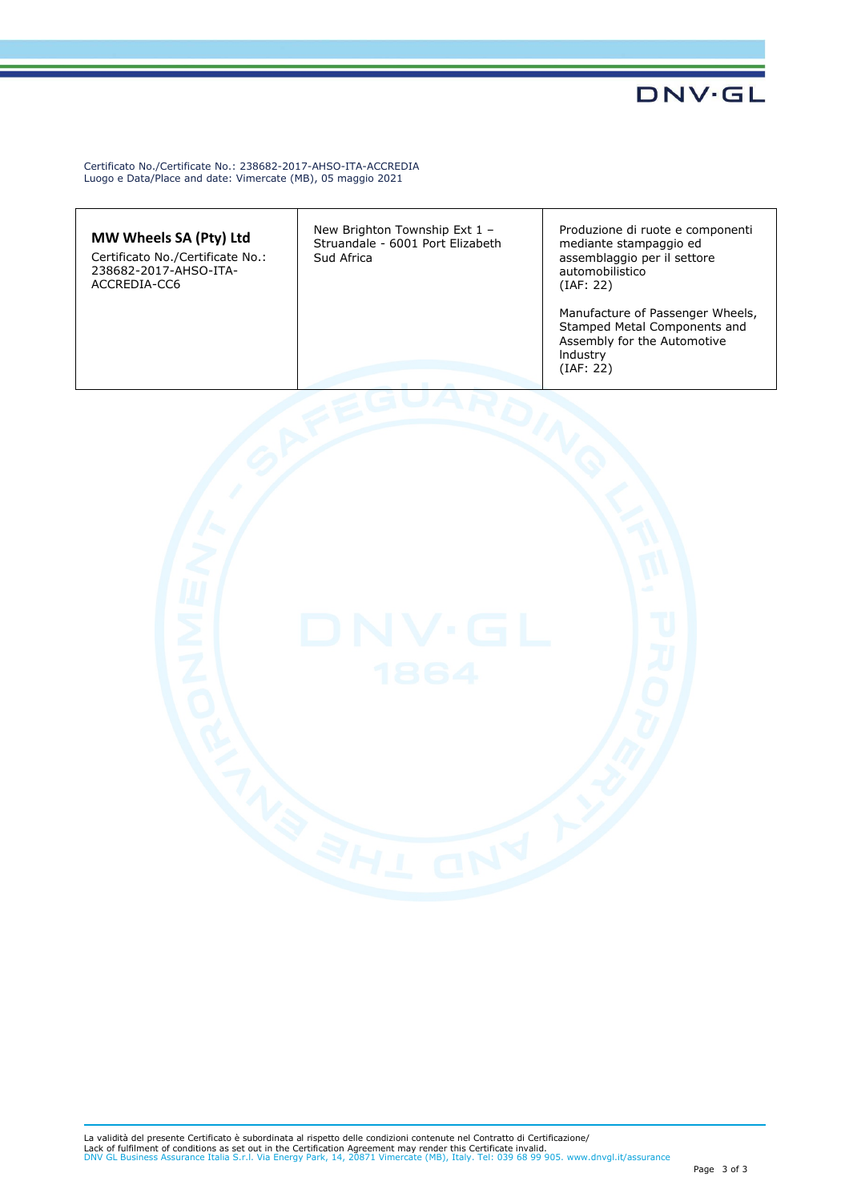Certificato No./Certificate No.: 238682-2017-AHSO-ITA-ACCREDIA
Luogo e Data/Place and date: Vimercate (MB), 05 maggio 2021

| | | |
|---|---|---|
| **MW Wheels SA (Pty) Ltd**<br>Certificato No./Certificate No.: 238682-2017-AHSO-ITA-ACCREDIA-CC6 | New Brighton Township Ext 1 – Struandale - 6001 Port Elizabeth Sud Africa | Produzione di ruote e componenti mediante stampaggio ed assemblaggio per il settore automobilistico (IAF: 22)<br><br>Manufacture of Passenger Wheels, Stamped Metal Components and Assembly for the Automotive Industry (IAF: 22) |

La validità del presente Certificato è subordinata al rispetto delle condizioni contenute nel Contratto di Certificazione/
Lack of fulfilment of conditions as set out in the Certification Agreement may render this Certificate invalid.
DNV GL Business Assurance Italia S.r.l. Via Energy Park, 14, 20871 Vimercate (MB), Italy. Tel: 039 68 99 905. www.dnvgl.it/assurance